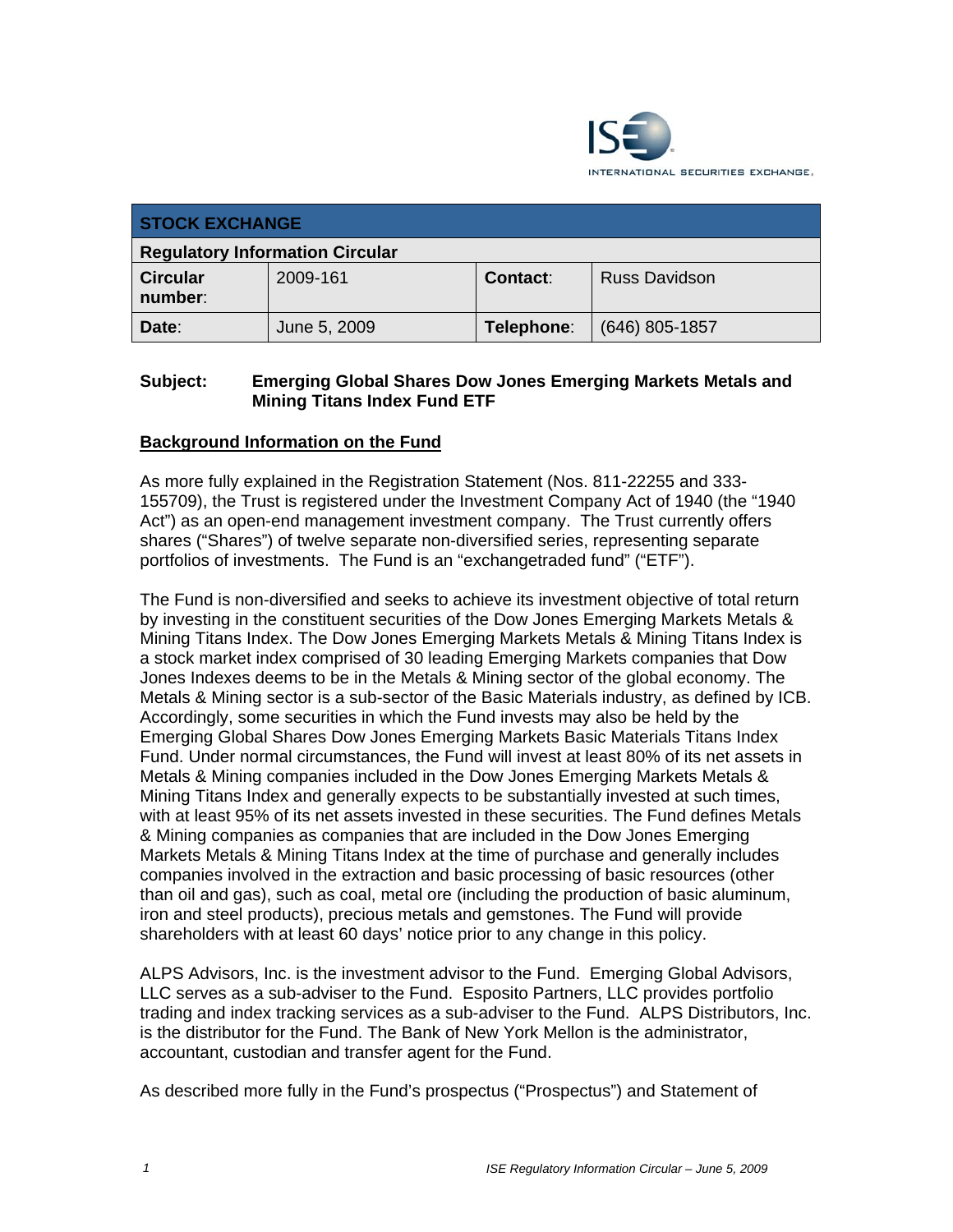ISE INTERNATIONAL SECURITIES EXCHANGE.

| STOCK EXCHANGE | | | |
|---|---|---|---|
| **Regulatory Information Circular** | | | |
| **Circular number:** | 2009-161 | **Contact:** | Russ Davidson |
| **Date:** | June 5, 2009 | **Telephone:** | (646) 805-1857 |

**Subject: Emerging Global Shares Dow Jones Emerging Markets Metals and Mining Titans Index Fund ETF**

**Background Information on the Fund**

As more fully explained in the Registration Statement (Nos. 811-22255 and 333-155709), the Trust is registered under the Investment Company Act of 1940 (the "1940 Act") as an open-end management investment company. The Trust currently offers shares ("Shares") of twelve separate non-diversified series, representing separate portfolios of investments. The Fund is an "exchangetraded fund" ("ETF").

The Fund is non-diversified and seeks to achieve its investment objective of total return by investing in the constituent securities of the Dow Jones Emerging Markets Metals & Mining Titans Index. The Dow Jones Emerging Markets Metals & Mining Titans Index is a stock market index comprised of 30 leading Emerging Markets companies that Dow Jones Indexes deems to be in the Metals & Mining sector of the global economy. The Metals & Mining sector is a sub-sector of the Basic Materials industry, as defined by ICB. Accordingly, some securities in which the Fund invests may also be held by the Emerging Global Shares Dow Jones Emerging Markets Basic Materials Titans Index Fund. Under normal circumstances, the Fund will invest at least 80% of its net assets in Metals & Mining companies included in the Dow Jones Emerging Markets Metals & Mining Titans Index and generally expects to be substantially invested at such times, with at least 95% of its net assets invested in these securities. The Fund defines Metals & Mining companies as companies that are included in the Dow Jones Emerging Markets Metals & Mining Titans Index at the time of purchase and generally includes companies involved in the extraction and basic processing of basic resources (other than oil and gas), such as coal, metal ore (including the production of basic aluminum, iron and steel products), precious metals and gemstones. The Fund will provide shareholders with at least 60 days' notice prior to any change in this policy.

ALPS Advisors, Inc. is the investment advisor to the Fund. Emerging Global Advisors, LLC serves as a sub-adviser to the Fund. Esposito Partners, LLC provides portfolio trading and index tracking services as a sub-adviser to the Fund. ALPS Distributors, Inc. is the distributor for the Fund. The Bank of New York Mellon is the administrator, accountant, custodian and transfer agent for the Fund.

As described more fully in the Fund's prospectus ("Prospectus") and Statement of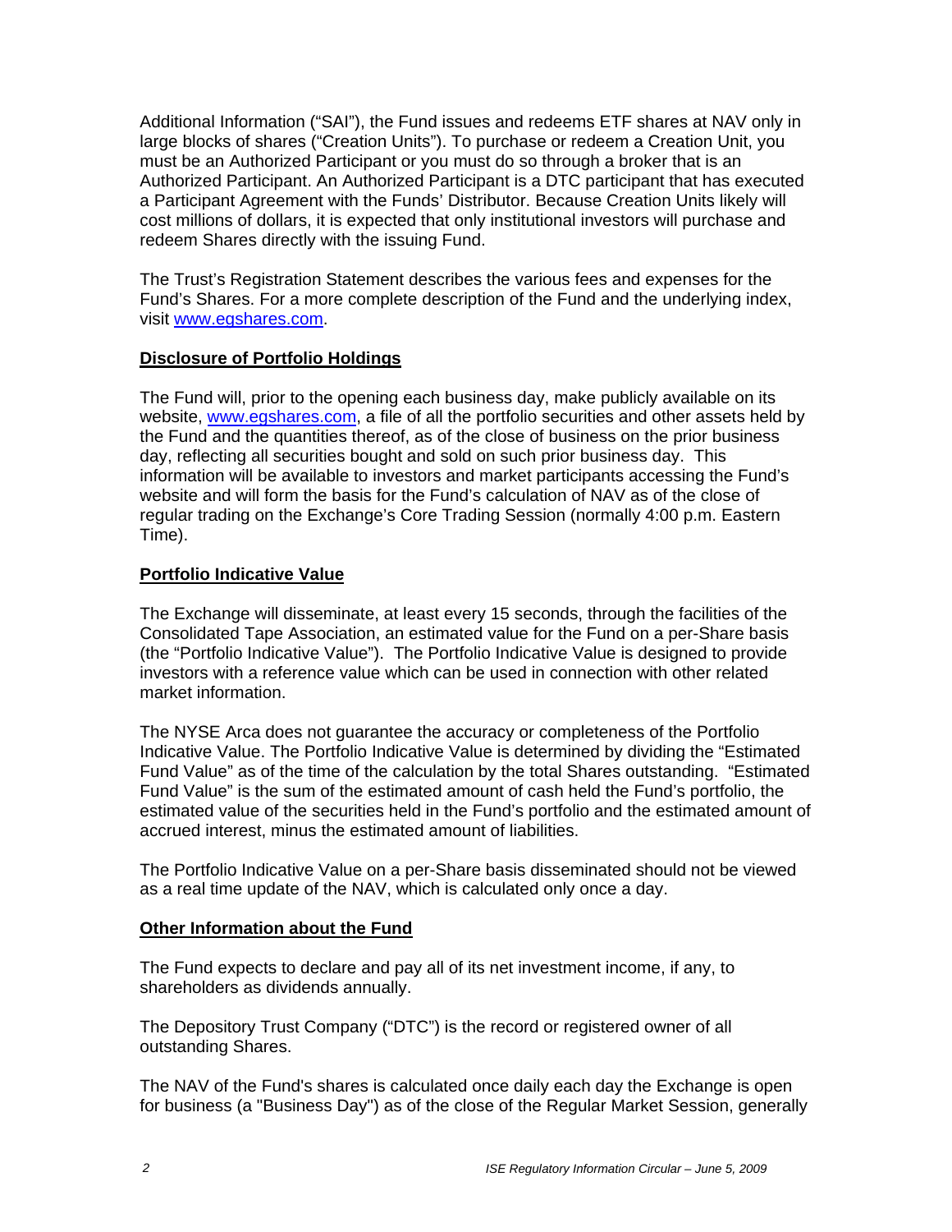Additional Information ("SAI"), the Fund issues and redeems ETF shares at NAV only in large blocks of shares ("Creation Units"). To purchase or redeem a Creation Unit, you must be an Authorized Participant or you must do so through a broker that is an Authorized Participant. An Authorized Participant is a DTC participant that has executed a Participant Agreement with the Funds' Distributor. Because Creation Units likely will cost millions of dollars, it is expected that only institutional investors will purchase and redeem Shares directly with the issuing Fund.

The Trust's Registration Statement describes the various fees and expenses for the Fund's Shares. For a more complete description of the Fund and the underlying index, visit www.egshares.com.

**Disclosure of Portfolio Holdings**

The Fund will, prior to the opening each business day, make publicly available on its website, www.egshares.com, a file of all the portfolio securities and other assets held by the Fund and the quantities thereof, as of the close of business on the prior business day, reflecting all securities bought and sold on such prior business day. This information will be available to investors and market participants accessing the Fund's website and will form the basis for the Fund's calculation of NAV as of the close of regular trading on the Exchange's Core Trading Session (normally 4:00 p.m. Eastern Time).

**Portfolio Indicative Value**

The Exchange will disseminate, at least every 15 seconds, through the facilities of the Consolidated Tape Association, an estimated value for the Fund on a per-Share basis (the "Portfolio Indicative Value"). The Portfolio Indicative Value is designed to provide investors with a reference value which can be used in connection with other related market information.

The NYSE Arca does not guarantee the accuracy or completeness of the Portfolio Indicative Value. The Portfolio Indicative Value is determined by dividing the "Estimated Fund Value" as of the time of the calculation by the total Shares outstanding. "Estimated Fund Value" is the sum of the estimated amount of cash held the Fund's portfolio, the estimated value of the securities held in the Fund's portfolio and the estimated amount of accrued interest, minus the estimated amount of liabilities.

The Portfolio Indicative Value on a per-Share basis disseminated should not be viewed as a real time update of the NAV, which is calculated only once a day.

**Other Information about the Fund**

The Fund expects to declare and pay all of its net investment income, if any, to shareholders as dividends annually.

The Depository Trust Company ("DTC") is the record or registered owner of all outstanding Shares.

The NAV of the Fund's shares is calculated once daily each day the Exchange is open for business (a "Business Day") as of the close of the Regular Market Session, generally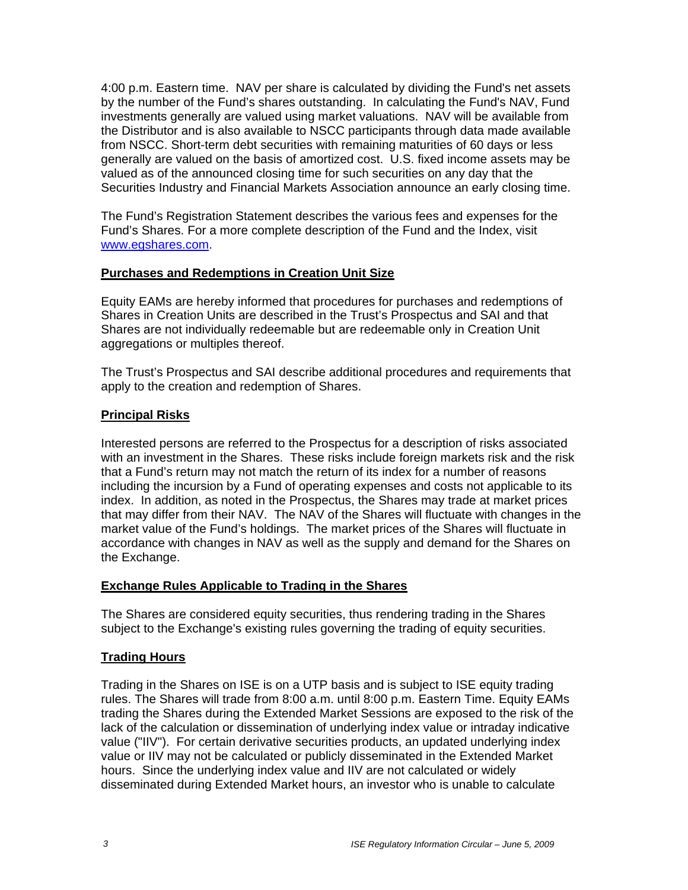4:00 p.m. Eastern time. NAV per share is calculated by dividing the Fund's net assets by the number of the Fund's shares outstanding. In calculating the Fund's NAV, Fund investments generally are valued using market valuations. NAV will be available from the Distributor and is also available to NSCC participants through data made available from NSCC. Short-term debt securities with remaining maturities of 60 days or less generally are valued on the basis of amortized cost. U.S. fixed income assets may be valued as of the announced closing time for such securities on any day that the Securities Industry and Financial Markets Association announce an early closing time.

The Fund's Registration Statement describes the various fees and expenses for the Fund's Shares. For a more complete description of the Fund and the Index, visit www.egshares.com.

## Purchases and Redemptions in Creation Unit Size

Equity EAMs are hereby informed that procedures for purchases and redemptions of Shares in Creation Units are described in the Trust's Prospectus and SAI and that Shares are not individually redeemable but are redeemable only in Creation Unit aggregations or multiples thereof.

The Trust's Prospectus and SAI describe additional procedures and requirements that apply to the creation and redemption of Shares.

## Principal Risks

Interested persons are referred to the Prospectus for a description of risks associated with an investment in the Shares. These risks include foreign markets risk and the risk that a Fund's return may not match the return of its index for a number of reasons including the incursion by a Fund of operating expenses and costs not applicable to its index. In addition, as noted in the Prospectus, the Shares may trade at market prices that may differ from their NAV. The NAV of the Shares will fluctuate with changes in the market value of the Fund's holdings. The market prices of the Shares will fluctuate in accordance with changes in NAV as well as the supply and demand for the Shares on the Exchange.

## Exchange Rules Applicable to Trading in the Shares

The Shares are considered equity securities, thus rendering trading in the Shares subject to the Exchange's existing rules governing the trading of equity securities.

## Trading Hours

Trading in the Shares on ISE is on a UTP basis and is subject to ISE equity trading rules. The Shares will trade from 8:00 a.m. until 8:00 p.m. Eastern Time. Equity EAMs trading the Shares during the Extended Market Sessions are exposed to the risk of the lack of the calculation or dissemination of underlying index value or intraday indicative value ("IIV"). For certain derivative securities products, an updated underlying index value or IIV may not be calculated or publicly disseminated in the Extended Market hours. Since the underlying index value and IIV are not calculated or widely disseminated during Extended Market hours, an investor who is unable to calculate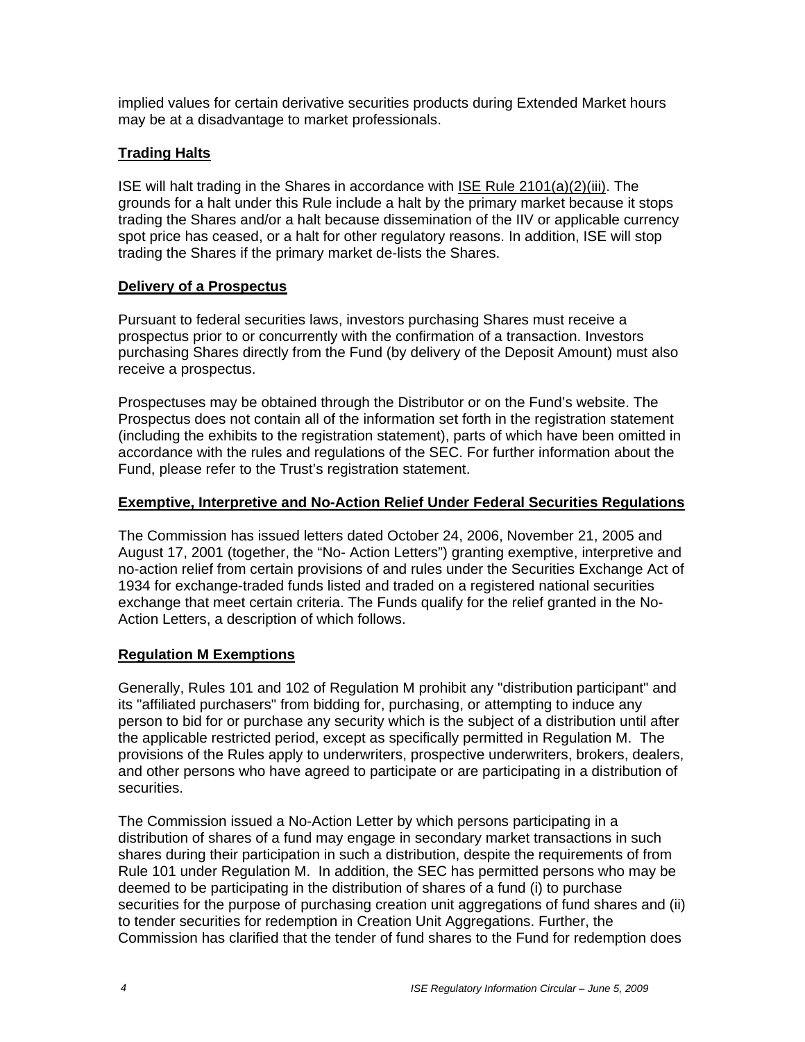implied values for certain derivative securities products during Extended Market hours may be at a disadvantage to market professionals.

## Trading Halts

ISE will halt trading in the Shares in accordance with ISE Rule 2101(a)(2)(iii). The grounds for a halt under this Rule include a halt by the primary market because it stops trading the Shares and/or a halt because dissemination of the IIV or applicable currency spot price has ceased, or a halt for other regulatory reasons. In addition, ISE will stop trading the Shares if the primary market de-lists the Shares.

## Delivery of a Prospectus

Pursuant to federal securities laws, investors purchasing Shares must receive a prospectus prior to or concurrently with the confirmation of a transaction. Investors purchasing Shares directly from the Fund (by delivery of the Deposit Amount) must also receive a prospectus.

Prospectuses may be obtained through the Distributor or on the Fund's website. The Prospectus does not contain all of the information set forth in the registration statement (including the exhibits to the registration statement), parts of which have been omitted in accordance with the rules and regulations of the SEC. For further information about the Fund, please refer to the Trust's registration statement.

## Exemptive, Interpretive and No-Action Relief Under Federal Securities Regulations

The Commission has issued letters dated October 24, 2006, November 21, 2005 and August 17, 2001 (together, the "No- Action Letters") granting exemptive, interpretive and no-action relief from certain provisions of and rules under the Securities Exchange Act of 1934 for exchange-traded funds listed and traded on a registered national securities exchange that meet certain criteria. The Funds qualify for the relief granted in the No-Action Letters, a description of which follows.

## Regulation M Exemptions

Generally, Rules 101 and 102 of Regulation M prohibit any "distribution participant" and its "affiliated purchasers" from bidding for, purchasing, or attempting to induce any person to bid for or purchase any security which is the subject of a distribution until after the applicable restricted period, except as specifically permitted in Regulation M. The provisions of the Rules apply to underwriters, prospective underwriters, brokers, dealers, and other persons who have agreed to participate or are participating in a distribution of securities.

The Commission issued a No-Action Letter by which persons participating in a distribution of shares of a fund may engage in secondary market transactions in such shares during their participation in such a distribution, despite the requirements of from Rule 101 under Regulation M. In addition, the SEC has permitted persons who may be deemed to be participating in the distribution of shares of a fund (i) to purchase securities for the purpose of purchasing creation unit aggregations of fund shares and (ii) to tender securities for redemption in Creation Unit Aggregations. Further, the Commission has clarified that the tender of fund shares to the Fund for redemption does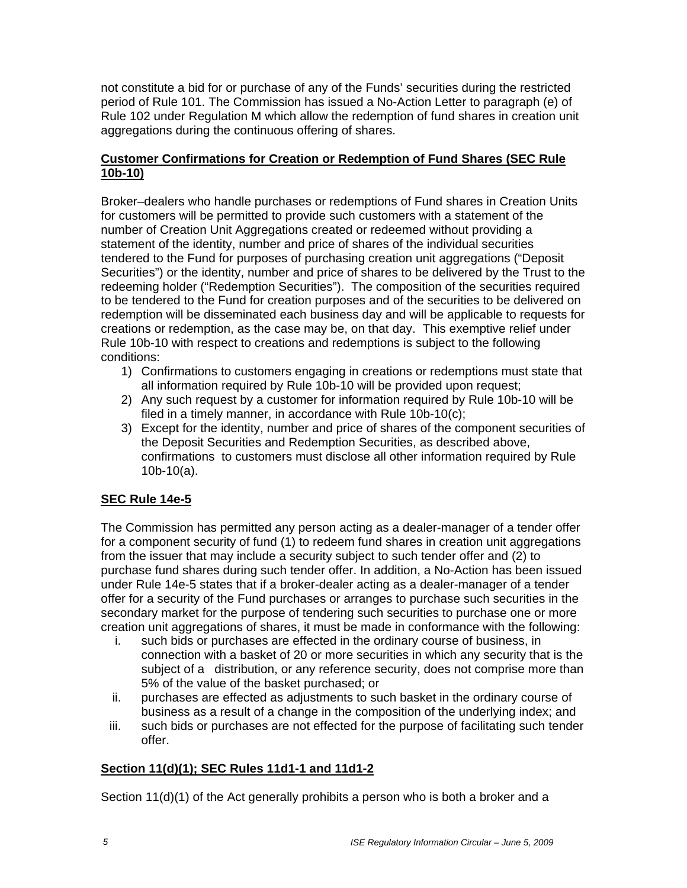not constitute a bid for or purchase of any of the Funds' securities during the restricted period of Rule 101. The Commission has issued a No-Action Letter to paragraph (e) of Rule 102 under Regulation M which allow the redemption of fund shares in creation unit aggregations during the continuous offering of shares.

**Customer Confirmations for Creation or Redemption of Fund Shares (SEC Rule 10b-10)**

Broker–dealers who handle purchases or redemptions of Fund shares in Creation Units for customers will be permitted to provide such customers with a statement of the number of Creation Unit Aggregations created or redeemed without providing a statement of the identity, number and price of shares of the individual securities tendered to the Fund for purposes of purchasing creation unit aggregations ("Deposit Securities") or the identity, number and price of shares to be delivered by the Trust to the redeeming holder ("Redemption Securities"). The composition of the securities required to be tendered to the Fund for creation purposes and of the securities to be delivered on redemption will be disseminated each business day and will be applicable to requests for creations or redemption, as the case may be, on that day. This exemptive relief under Rule 10b-10 with respect to creations and redemptions is subject to the following conditions:

1) Confirmations to customers engaging in creations or redemptions must state that all information required by Rule 10b-10 will be provided upon request;
2) Any such request by a customer for information required by Rule 10b-10 will be filed in a timely manner, in accordance with Rule 10b-10(c);
3) Except for the identity, number and price of shares of the component securities of the Deposit Securities and Redemption Securities, as described above, confirmations to customers must disclose all other information required by Rule 10b-10(a).

**SEC Rule 14e-5**

The Commission has permitted any person acting as a dealer-manager of a tender offer for a component security of fund (1) to redeem fund shares in creation unit aggregations from the issuer that may include a security subject to such tender offer and (2) to purchase fund shares during such tender offer. In addition, a No-Action has been issued under Rule 14e-5 states that if a broker-dealer acting as a dealer-manager of a tender offer for a security of the Fund purchases or arranges to purchase such securities in the secondary market for the purpose of tendering such securities to purchase one or more creation unit aggregations of shares, it must be made in conformance with the following:

i. such bids or purchases are effected in the ordinary course of business, in connection with a basket of 20 or more securities in which any security that is the subject of a distribution, or any reference security, does not comprise more than 5% of the value of the basket purchased; or
ii. purchases are effected as adjustments to such basket in the ordinary course of business as a result of a change in the composition of the underlying index; and
iii. such bids or purchases are not effected for the purpose of facilitating such tender offer.

**Section 11(d)(1); SEC Rules 11d1-1 and 11d1-2**

Section 11(d)(1) of the Act generally prohibits a person who is both a broker and a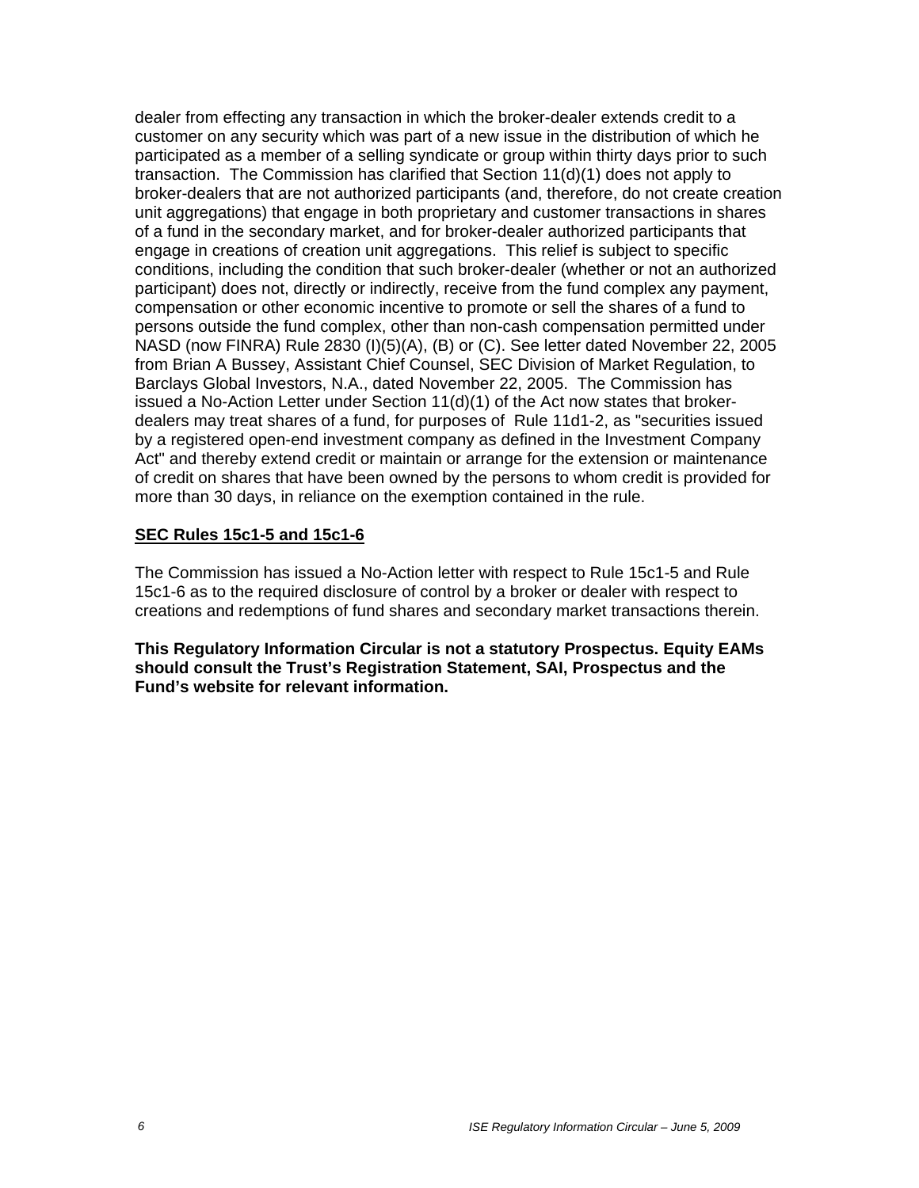dealer from effecting any transaction in which the broker-dealer extends credit to a customer on any security which was part of a new issue in the distribution of which he participated as a member of a selling syndicate or group within thirty days prior to such transaction. The Commission has clarified that Section 11(d)(1) does not apply to broker-dealers that are not authorized participants (and, therefore, do not create creation unit aggregations) that engage in both proprietary and customer transactions in shares of a fund in the secondary market, and for broker-dealer authorized participants that engage in creations of creation unit aggregations. This relief is subject to specific conditions, including the condition that such broker-dealer (whether or not an authorized participant) does not, directly or indirectly, receive from the fund complex any payment, compensation or other economic incentive to promote or sell the shares of a fund to persons outside the fund complex, other than non-cash compensation permitted under NASD (now FINRA) Rule 2830 (I)(5)(A), (B) or (C). See letter dated November 22, 2005 from Brian A Bussey, Assistant Chief Counsel, SEC Division of Market Regulation, to Barclays Global Investors, N.A., dated November 22, 2005. The Commission has issued a No-Action Letter under Section 11(d)(1) of the Act now states that broker-dealers may treat shares of a fund, for purposes of Rule 11d1-2, as "securities issued by a registered open-end investment company as defined in the Investment Company Act" and thereby extend credit or maintain or arrange for the extension or maintenance of credit on shares that have been owned by the persons to whom credit is provided for more than 30 days, in reliance on the exemption contained in the rule.

**SEC Rules 15c1-5 and 15c1-6**

The Commission has issued a No-Action letter with respect to Rule 15c1-5 and Rule 15c1-6 as to the required disclosure of control by a broker or dealer with respect to creations and redemptions of fund shares and secondary market transactions therein.

**This Regulatory Information Circular is not a statutory Prospectus. Equity EAMs should consult the Trust's Registration Statement, SAI, Prospectus and the Fund's website for relevant information.**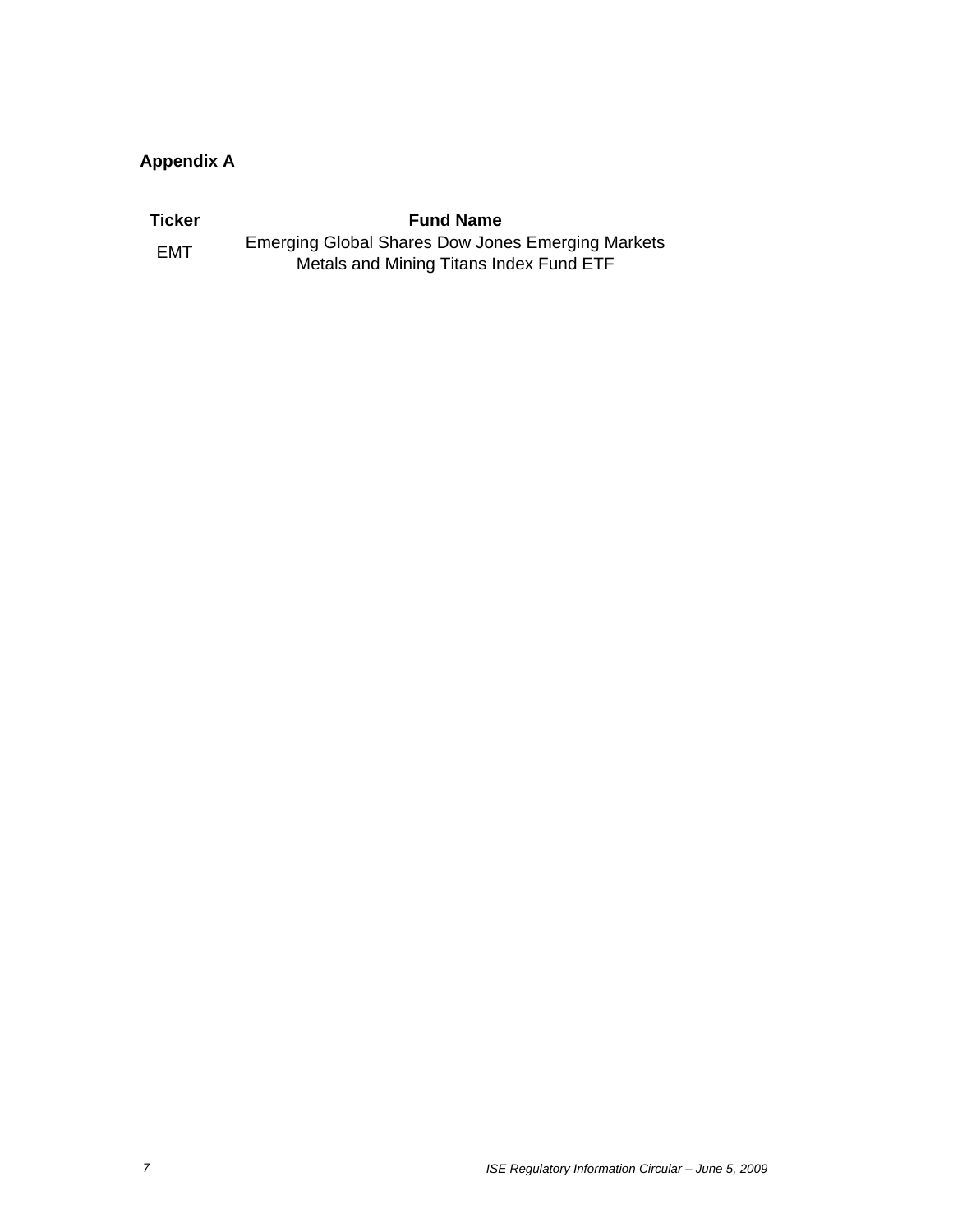**Appendix A**

| Ticker | Fund Name |
|---|---|
| EMT | Emerging Global Shares Dow Jones Emerging Markets Metals and Mining Titans Index Fund ETF |